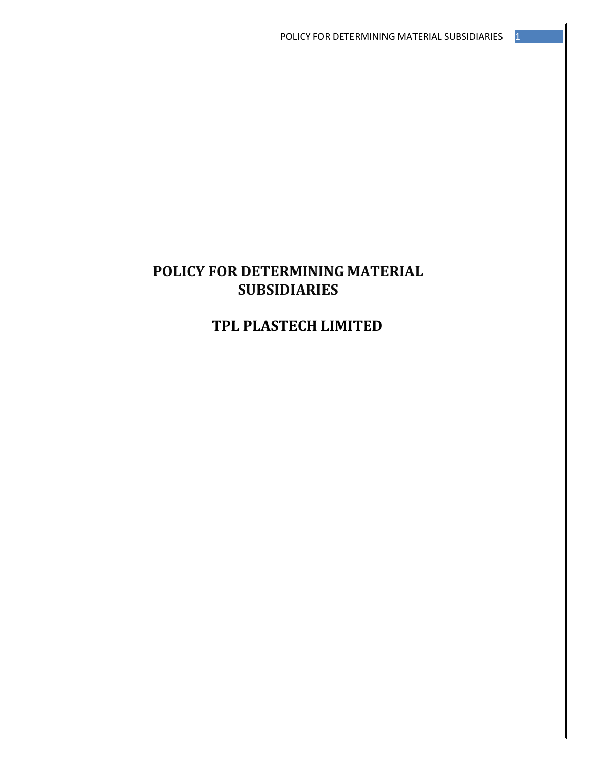# POLICY FOR DETERMINING MATERIAL SUBSIDIARIES

# TPL PLASTECH LIMITED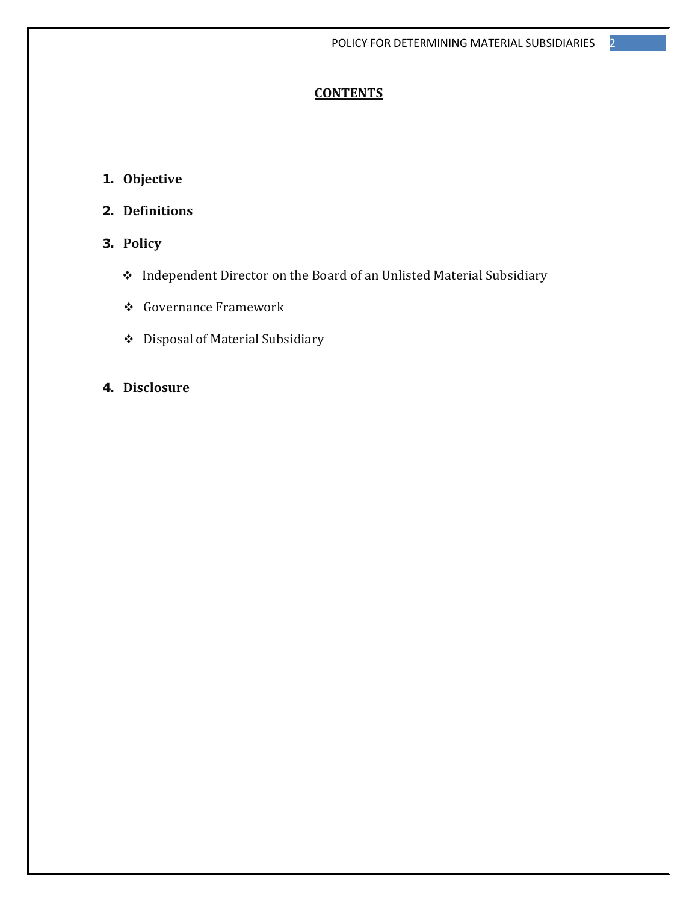# CONTENTS

1. **Objective**
2. **Definitions**
3. **Policy**
   - Independent Director on the Board of an Unlisted Material Subsidiary
   - Governance Framework
   - Disposal of Material Subsidiary
4. **Disclosure**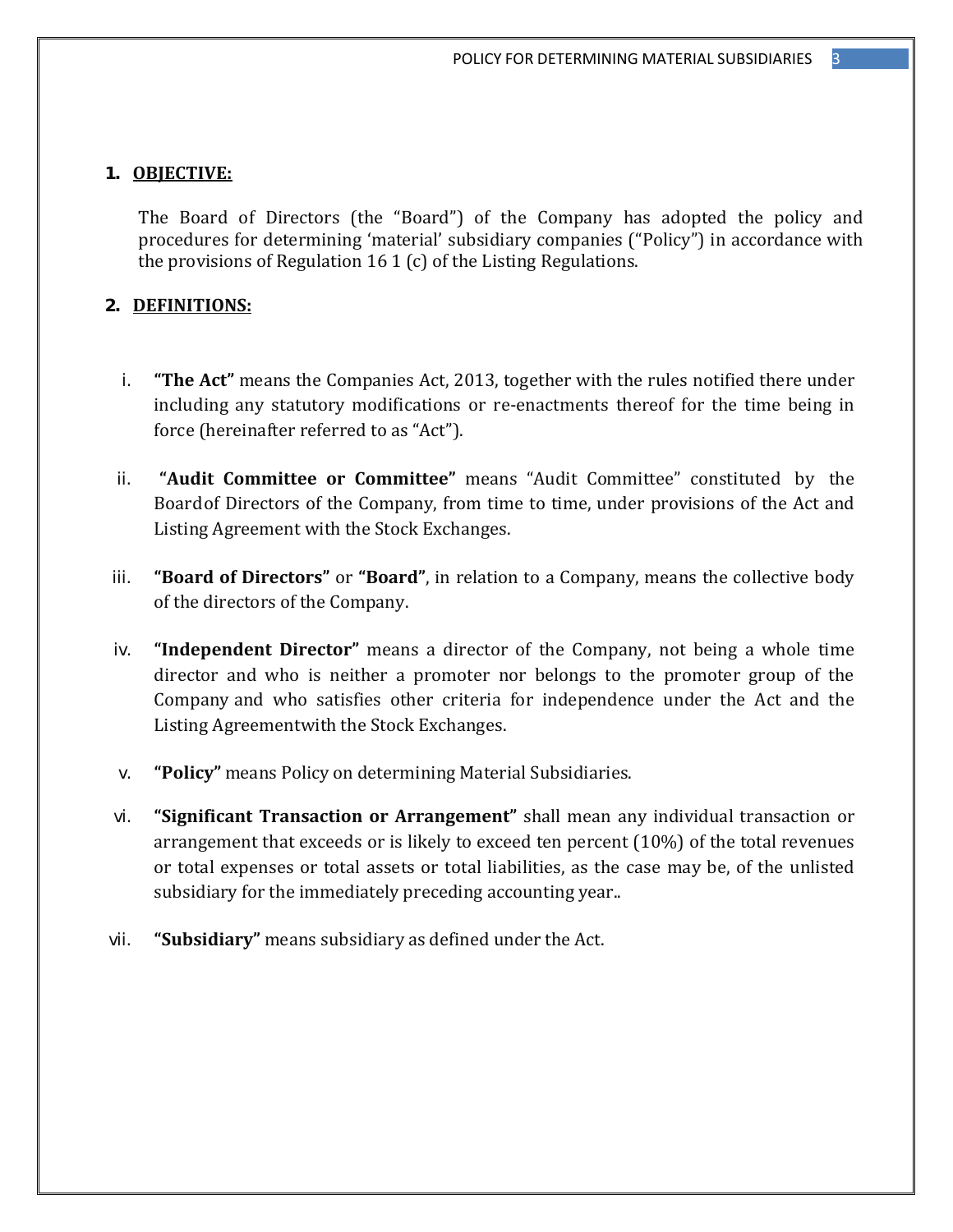## 1. OBJECTIVE:

The Board of Directors (the "Board") of the Company has adopted the policy and procedures for determining 'material' subsidiary companies ("Policy") in accordance with the provisions of Regulation 16 1 (c) of the Listing Regulations.

## 2. DEFINITIONS:

i. **"The Act"** means the Companies Act, 2013, together with the rules notified there under including any statutory modifications or re-enactments thereof for the time being in force (hereinafter referred to as "Act").

ii. **"Audit Committee or Committee"** means "Audit Committee" constituted by the Boardof Directors of the Company, from time to time, under provisions of the Act and Listing Agreement with the Stock Exchanges.

iii. **"Board of Directors"** or **"Board"**, in relation to a Company, means the collective body of the directors of the Company.

iv. **"Independent Director"** means a director of the Company, not being a whole time director and who is neither a promoter nor belongs to the promoter group of the Company and who satisfies other criteria for independence under the Act and the Listing Agreementwith the Stock Exchanges.

v. **"Policy"** means Policy on determining Material Subsidiaries.

vi. **"Significant Transaction or Arrangement"** shall mean any individual transaction or arrangement that exceeds or is likely to exceed ten percent (10%) of the total revenues or total expenses or total assets or total liabilities, as the case may be, of the unlisted subsidiary for the immediately preceding accounting year..

vii. **"Subsidiary"** means subsidiary as defined under the Act.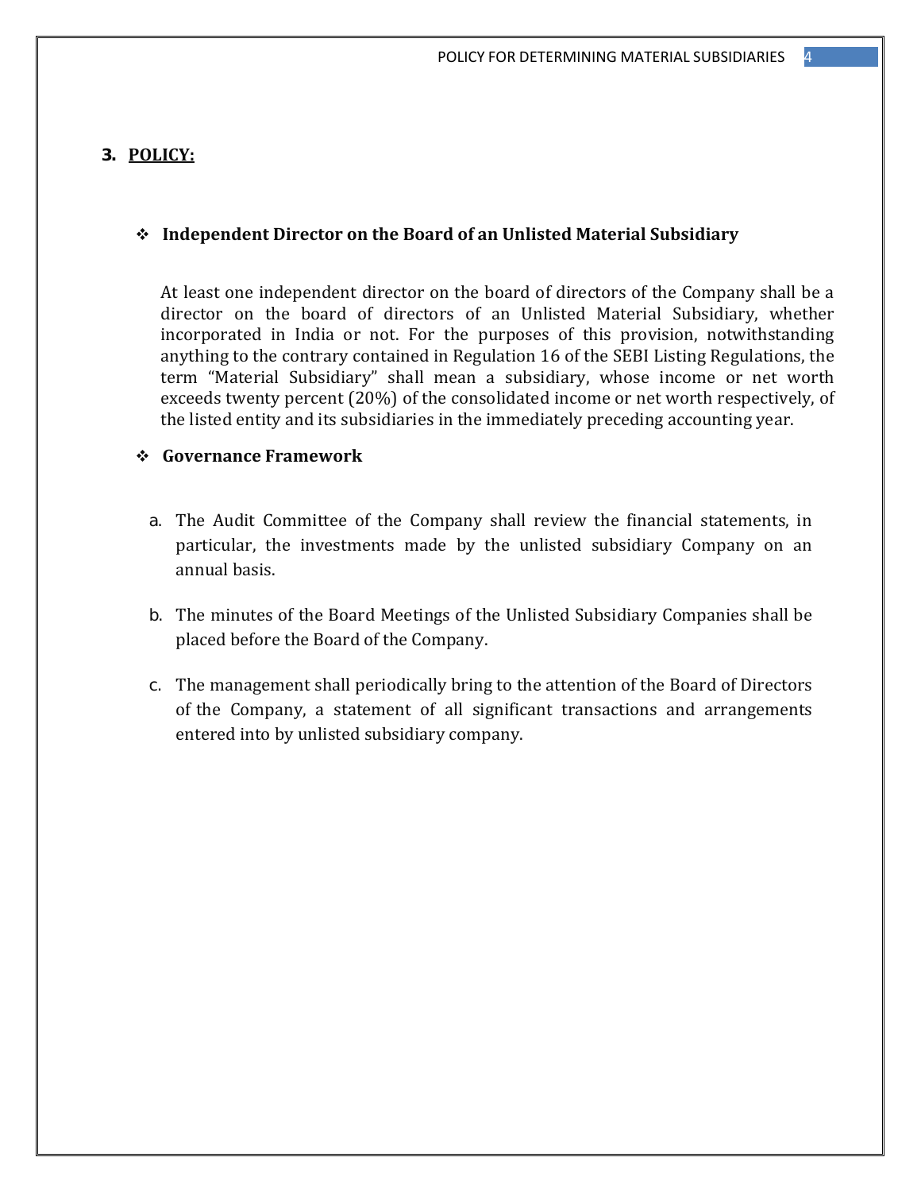## 3. POLICY:

- **Independent Director on the Board of an Unlisted Material Subsidiary**

  At least one independent director on the board of directors of the Company shall be a director on the board of directors of an Unlisted Material Subsidiary, whether incorporated in India or not. For the purposes of this provision, notwithstanding anything to the contrary contained in Regulation 16 of the SEBI Listing Regulations, the term "Material Subsidiary" shall mean a subsidiary, whose income or net worth exceeds twenty percent (20%) of the consolidated income or net worth respectively, of the listed entity and its subsidiaries in the immediately preceding accounting year.

- **Governance Framework**

  a. The Audit Committee of the Company shall review the financial statements, in particular, the investments made by the unlisted subsidiary Company on an annual basis.

  b. The minutes of the Board Meetings of the Unlisted Subsidiary Companies shall be placed before the Board of the Company.

  c. The management shall periodically bring to the attention of the Board of Directors of the Company, a statement of all significant transactions and arrangements entered into by unlisted subsidiary company.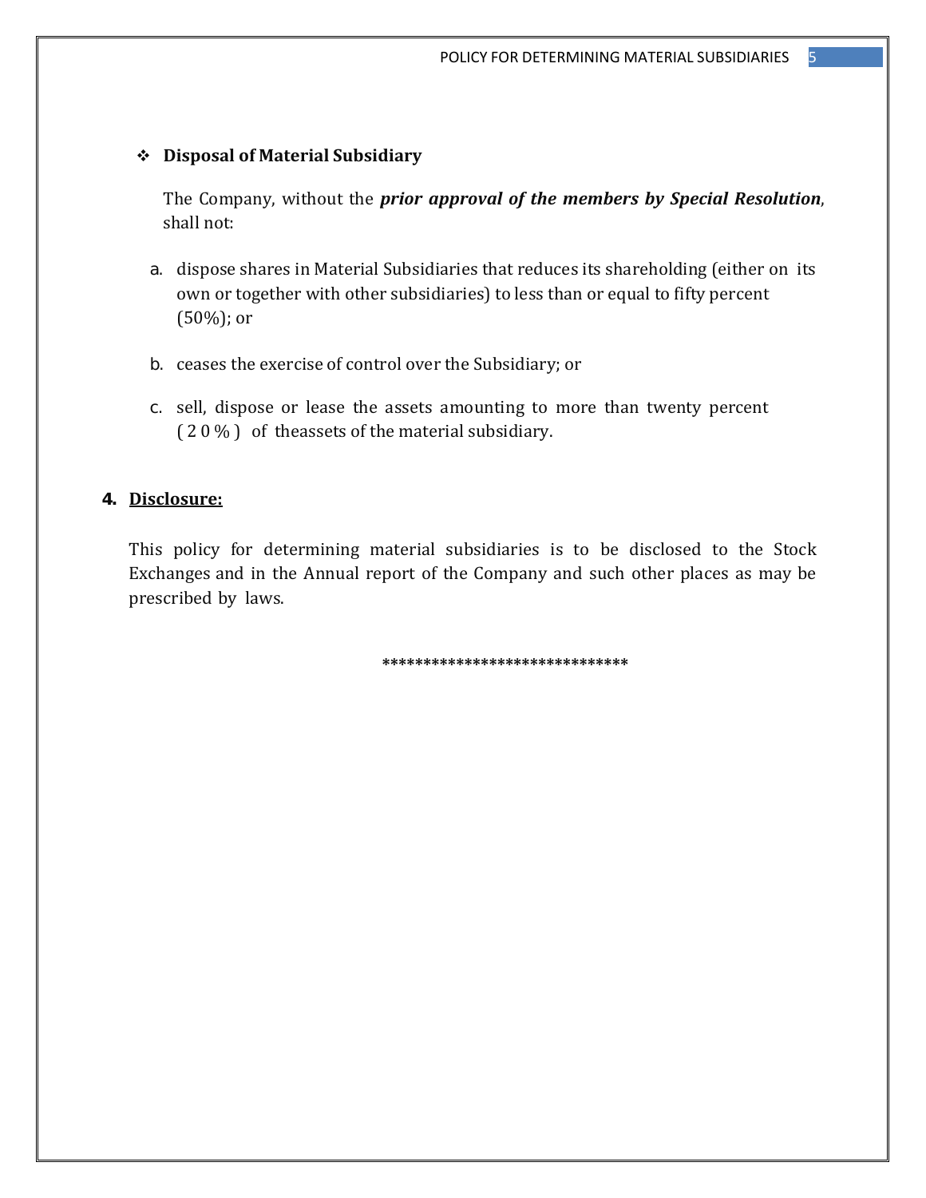- **Disposal of Material Subsidiary**

  The Company, without the ***prior approval of the members by Special Resolution***, shall not:

  a. dispose shares in Material Subsidiaries that reduces its shareholding (either on its own or together with other subsidiaries) to less than or equal to fifty percent (50%); or

  b. ceases the exercise of control over the Subsidiary; or

  c. sell, dispose or lease the assets amounting to more than twenty percent (20%) of theassets of the material subsidiary.

**4. Disclosure:**

This policy for determining material subsidiaries is to be disclosed to the Stock Exchanges and in the Annual report of the Company and such other places as may be prescribed by laws.

*****************************